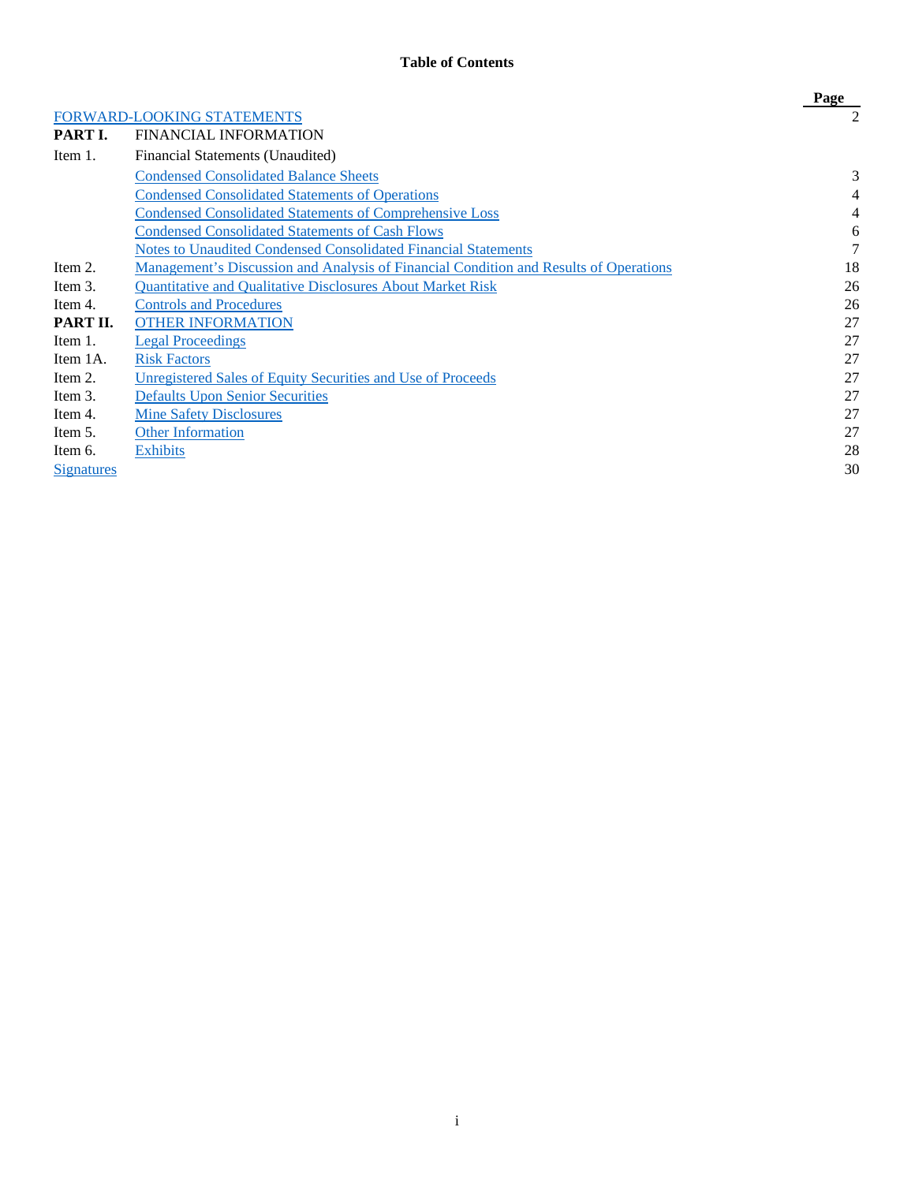# Table of Contents

| | | Page |
|---|---|---|
| FORWARD-LOOKING STATEMENTS | | 2 |
| **PART I.** | FINANCIAL INFORMATION | |
| Item 1. | Financial Statements (Unaudited) | |
| | Condensed Consolidated Balance Sheets | 3 |
| | Condensed Consolidated Statements of Operations | 4 |
| | Condensed Consolidated Statements of Comprehensive Loss | 4 |
| | Condensed Consolidated Statements of Cash Flows | 6 |
| | Notes to Unaudited Condensed Consolidated Financial Statements | 7 |
| Item 2. | Management's Discussion and Analysis of Financial Condition and Results of Operations | 18 |
| Item 3. | Quantitative and Qualitative Disclosures About Market Risk | 26 |
| Item 4. | Controls and Procedures | 26 |
| **PART II.** | OTHER INFORMATION | 27 |
| Item 1. | Legal Proceedings | 27 |
| Item 1A. | Risk Factors | 27 |
| Item 2. | Unregistered Sales of Equity Securities and Use of Proceeds | 27 |
| Item 3. | Defaults Upon Senior Securities | 27 |
| Item 4. | Mine Safety Disclosures | 27 |
| Item 5. | Other Information | 27 |
| Item 6. | Exhibits | 28 |
| Signatures | | 30 |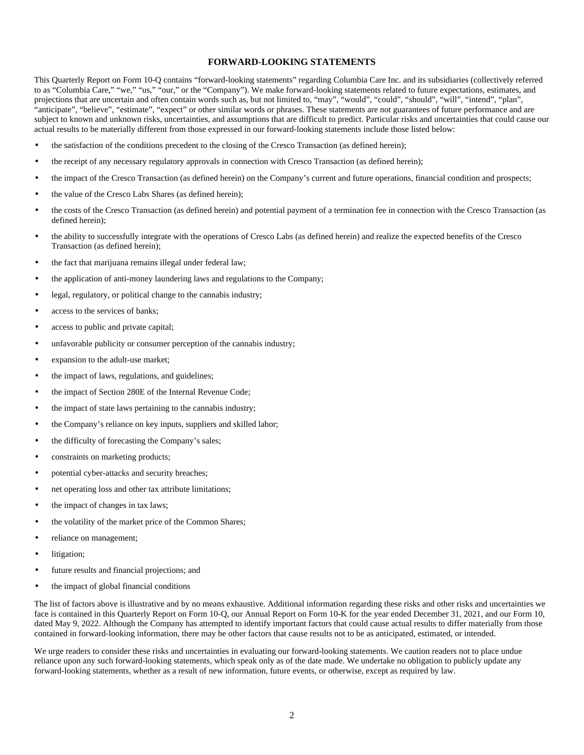# FORWARD-LOOKING STATEMENTS

This Quarterly Report on Form 10-Q contains "forward-looking statements" regarding Columbia Care Inc. and its subsidiaries (collectively referred to as "Columbia Care," "we," "us," "our," or the "Company"). We make forward-looking statements related to future expectations, estimates, and projections that are uncertain and often contain words such as, but not limited to, "may", "would", "could", "should", "will", "intend", "plan", "anticipate", "believe", "estimate", "expect" or other similar words or phrases. These statements are not guarantees of future performance and are subject to known and unknown risks, uncertainties, and assumptions that are difficult to predict. Particular risks and uncertainties that could cause our actual results to be materially different from those expressed in our forward-looking statements include those listed below:

- the satisfaction of the conditions precedent to the closing of the Cresco Transaction (as defined herein);
- the receipt of any necessary regulatory approvals in connection with Cresco Transaction (as defined herein);
- the impact of the Cresco Transaction (as defined herein) on the Company's current and future operations, financial condition and prospects;
- the value of the Cresco Labs Shares (as defined herein);
- the costs of the Cresco Transaction (as defined herein) and potential payment of a termination fee in connection with the Cresco Transaction (as defined herein);
- the ability to successfully integrate with the operations of Cresco Labs (as defined herein) and realize the expected benefits of the Cresco Transaction (as defined herein);
- the fact that marijuana remains illegal under federal law;
- the application of anti-money laundering laws and regulations to the Company;
- legal, regulatory, or political change to the cannabis industry;
- access to the services of banks;
- access to public and private capital;
- unfavorable publicity or consumer perception of the cannabis industry;
- expansion to the adult-use market;
- the impact of laws, regulations, and guidelines;
- the impact of Section 280E of the Internal Revenue Code;
- the impact of state laws pertaining to the cannabis industry;
- the Company's reliance on key inputs, suppliers and skilled labor;
- the difficulty of forecasting the Company's sales;
- constraints on marketing products;
- potential cyber-attacks and security breaches;
- net operating loss and other tax attribute limitations;
- the impact of changes in tax laws;
- the volatility of the market price of the Common Shares;
- reliance on management;
- litigation;
- future results and financial projections; and
- the impact of global financial conditions

The list of factors above is illustrative and by no means exhaustive. Additional information regarding these risks and other risks and uncertainties we face is contained in this Quarterly Report on Form 10-Q, our Annual Report on Form 10-K for the year ended December 31, 2021, and our Form 10, dated May 9, 2022. Although the Company has attempted to identify important factors that could cause actual results to differ materially from those contained in forward-looking information, there may be other factors that cause results not to be as anticipated, estimated, or intended.

We urge readers to consider these risks and uncertainties in evaluating our forward-looking statements. We caution readers not to place undue reliance upon any such forward-looking statements, which speak only as of the date made. We undertake no obligation to publicly update any forward-looking statements, whether as a result of new information, future events, or otherwise, except as required by law.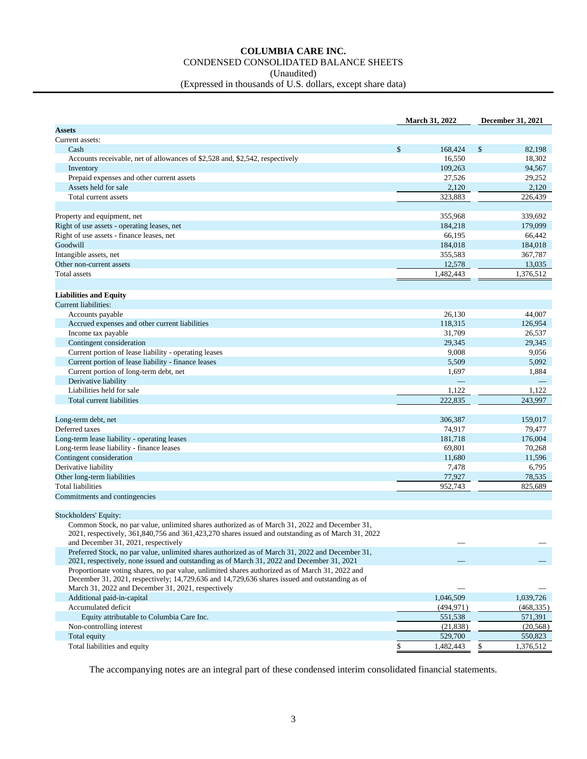# COLUMBIA CARE INC.

CONDENSED CONSOLIDATED BALANCE SHEETS

(Unaudited)

(Expressed in thousands of U.S. dollars, except share data)

| | March 31, 2022 | December 31, 2021 |
|---|---|---|
| **Assets** | | |
| Current assets: | | |
| Cash | $ 168,424 | $ 82,198 |
| Accounts receivable, net of allowances of $2,528 and, $2,542, respectively | 16,550 | 18,302 |
| Inventory | 109,263 | 94,567 |
| Prepaid expenses and other current assets | 27,526 | 29,252 |
| Assets held for sale | 2,120 | 2,120 |
| Total current assets | 323,883 | 226,439 |
| | | |
| Property and equipment, net | 355,968 | 339,692 |
| Right of use assets - operating leases, net | 184,218 | 179,099 |
| Right of use assets - finance leases, net | 66,195 | 66,442 |
| Goodwill | 184,018 | 184,018 |
| Intangible assets, net | 355,583 | 367,787 |
| Other non-current assets | 12,578 | 13,035 |
| Total assets | 1,482,443 | 1,376,512 |
| | | |
| **Liabilities and Equity** | | |
| Current liabilities: | | |
| Accounts payable | 26,130 | 44,007 |
| Accrued expenses and other current liabilities | 118,315 | 126,954 |
| Income tax payable | 31,709 | 26,537 |
| Contingent consideration | 29,345 | 29,345 |
| Current portion of lease liability - operating leases | 9,008 | 9,056 |
| Current portion of lease liability - finance leases | 5,509 | 5,092 |
| Current portion of long-term debt, net | 1,697 | 1,884 |
| Derivative liability | — | — |
| Liabilities held for sale | 1,122 | 1,122 |
| Total current liabilities | 222,835 | 243,997 |
| | | |
| Long-term debt, net | 306,387 | 159,017 |
| Deferred taxes | 74,917 | 79,477 |
| Long-term lease liability - operating leases | 181,718 | 176,004 |
| Long-term lease liability - finance leases | 69,801 | 70,268 |
| Contingent consideration | 11,680 | 11,596 |
| Derivative liability | 7,478 | 6,795 |
| Other long-term liabilities | 77,927 | 78,535 |
| Total liabilities | 952,743 | 825,689 |
| Commitments and contingencies | | |
| | | |
| Stockholders' Equity: | | |
| Common Stock, no par value, unlimited shares authorized as of March 31, 2022 and December 31, 2021, respectively, 361,840,756 and 361,423,270 shares issued and outstanding as of March 31, 2022 and December 31, 2021, respectively | — | — |
| Preferred Stock, no par value, unlimited shares authorized as of March 31, 2022 and December 31, 2021, respectively, none issued and outstanding as of March 31, 2022 and December 31, 2021 | — | — |
| Proportionate voting shares, no par value, unlimited shares authorized as of March 31, 2022 and December 31, 2021, respectively; 14,729,636 and 14,729,636 shares issued and outstanding as of March 31, 2022 and December 31, 2021, respectively | — | — |
| Additional paid-in-capital | 1,046,509 | 1,039,726 |
| Accumulated deficit | (494,971) | (468,335) |
| Equity attributable to Columbia Care Inc. | 551,538 | 571,391 |
| Non-controlling interest | (21,838) | (20,568) |
| Total equity | 529,700 | 550,823 |
| Total liabilities and equity | $ 1,482,443 | $ 1,376,512 |

The accompanying notes are an integral part of these condensed interim consolidated financial statements.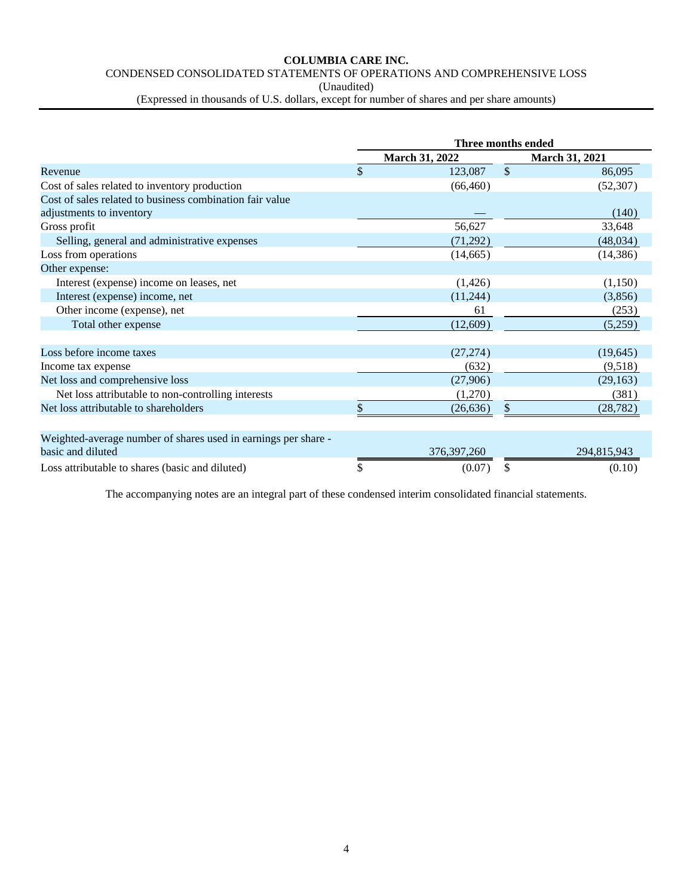**COLUMBIA CARE INC.**

CONDENSED CONSOLIDATED STATEMENTS OF OPERATIONS AND COMPREHENSIVE LOSS

(Unaudited)

(Expressed in thousands of U.S. dollars, except for number of shares and per share amounts)

| | Three months ended | |
|---|---|---|
| | **March 31, 2022** | **March 31, 2021** |
| Revenue | $ 123,087 | $ 86,095 |
| Cost of sales related to inventory production | (66,460) | (52,307) |
| Cost of sales related to business combination fair value adjustments to inventory | — | (140) |
| Gross profit | 56,627 | 33,648 |
| Selling, general and administrative expenses | (71,292) | (48,034) |
| Loss from operations | (14,665) | (14,386) |
| Other expense: | | |
| Interest (expense) income on leases, net | (1,426) | (1,150) |
| Interest (expense) income, net | (11,244) | (3,856) |
| Other income (expense), net | 61 | (253) |
| Total other expense | (12,609) | (5,259) |
| | | |
| Loss before income taxes | (27,274) | (19,645) |
| Income tax expense | (632) | (9,518) |
| Net loss and comprehensive loss | (27,906) | (29,163) |
| Net loss attributable to non-controlling interests | (1,270) | (381) |
| Net loss attributable to shareholders | $ (26,636) | $ (28,782) |
| | | |
| Weighted-average number of shares used in earnings per share - basic and diluted | 376,397,260 | 294,815,943 |
| Loss attributable to shares (basic and diluted) | $ (0.07) | $ (0.10) |

The accompanying notes are an integral part of these condensed interim consolidated financial statements.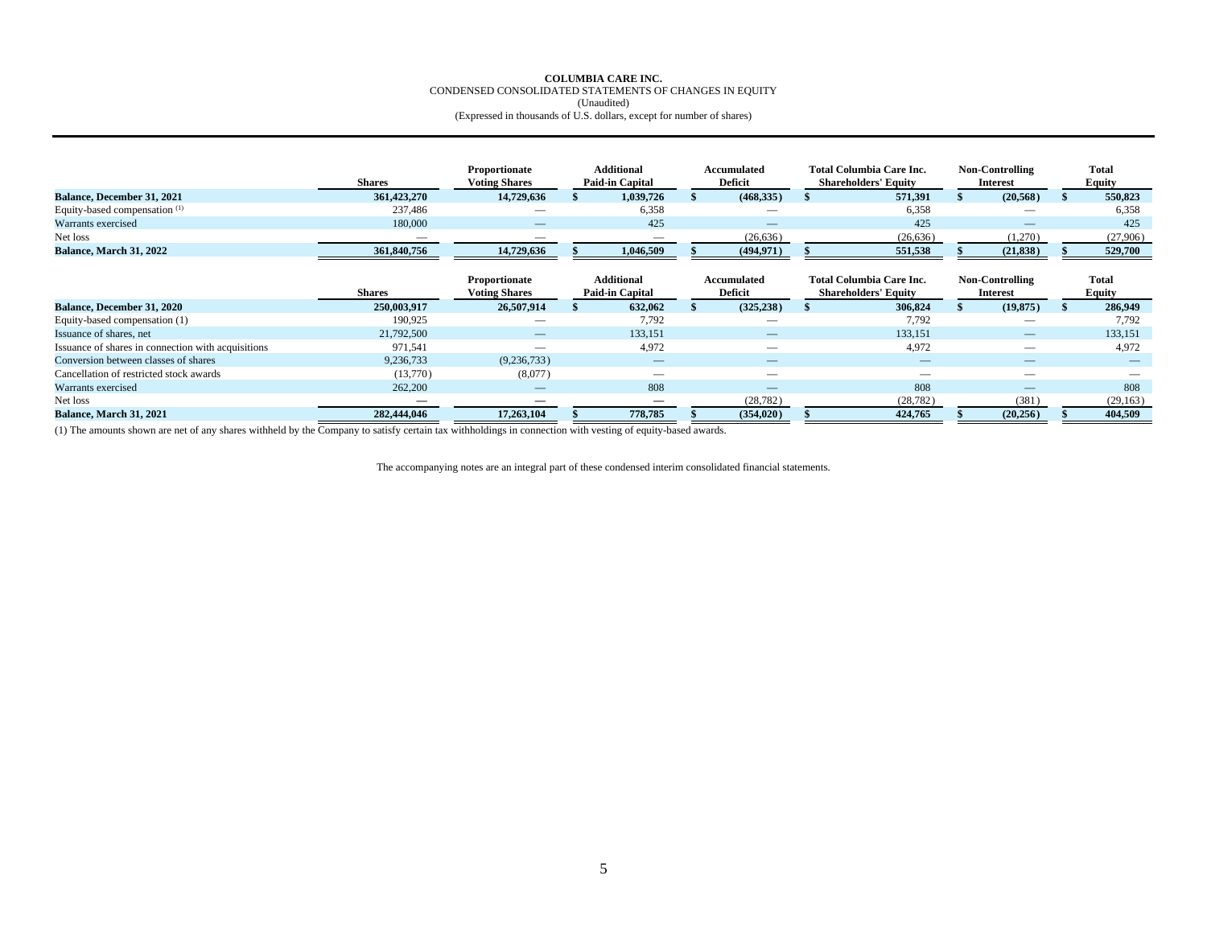**COLUMBIA CARE INC.**
CONDENSED CONSOLIDATED STATEMENTS OF CHANGES IN EQUITY
(Unaudited)
(Expressed in thousands of U.S. dollars, except for number of shares)

| | Shares | Proportionate Voting Shares | Additional Paid-in Capital | Accumulated Deficit | Total Columbia Care Inc. Shareholders' Equity | Non-Controlling Interest | Total Equity |
|---|---|---|---|---|---|---|---|
| **Balance, December 31, 2021** | **361,423,270** | **14,729,636** | **$ 1,039,726** | **$ (468,335)** | **$ 571,391** | **$ (20,568)** | **$ 550,823** |
| Equity-based compensation (1) | 237,486 | — | 6,358 | — | 6,358 | — | 6,358 |
| Warrants exercised | 180,000 | — | 425 | — | 425 | — | 425 |
| Net loss | — | — | — | (26,636) | (26,636) | (1,270) | (27,906) |
| **Balance, March 31, 2022** | **361,840,756** | **14,729,636** | **$ 1,046,509** | **$ (494,971)** | **$ 551,538** | **$ (21,838)** | **$ 529,700** |

| | Shares | Proportionate Voting Shares | Additional Paid-in Capital | Accumulated Deficit | Total Columbia Care Inc. Shareholders' Equity | Non-Controlling Interest | Total Equity |
|---|---|---|---|---|---|---|---|
| **Balance, December 31, 2020** | **250,003,917** | **26,507,914** | **$ 632,062** | **$ (325,238)** | **$ 306,824** | **$ (19,875)** | **$ 286,949** |
| Equity-based compensation (1) | 190,925 | — | 7,792 | — | 7,792 | — | 7,792 |
| Issuance of shares, net | 21,792,500 | — | 133,151 | — | 133,151 | — | 133,151 |
| Issuance of shares in connection with acquisitions | 971,541 | — | 4,972 | — | 4,972 | — | 4,972 |
| Conversion between classes of shares | 9,236,733 | (9,236,733) | — | — | — | — | — |
| Cancellation of restricted stock awards | (13,770) | (8,077) | — | — | — | — | — |
| Warrants exercised | 262,200 | — | 808 | — | 808 | — | 808 |
| Net loss | — | — | — | (28,782) | (28,782) | (381) | (29,163) |
| **Balance, March 31, 2021** | **282,444,046** | **17,263,104** | **$ 778,785** | **$ (354,020)** | **$ 424,765** | **$ (20,256)** | **$ 404,509** |

(1) The amounts shown are net of any shares withheld by the Company to satisfy certain tax withholdings in connection with vesting of equity-based awards.

The accompanying notes are an integral part of these condensed interim consolidated financial statements.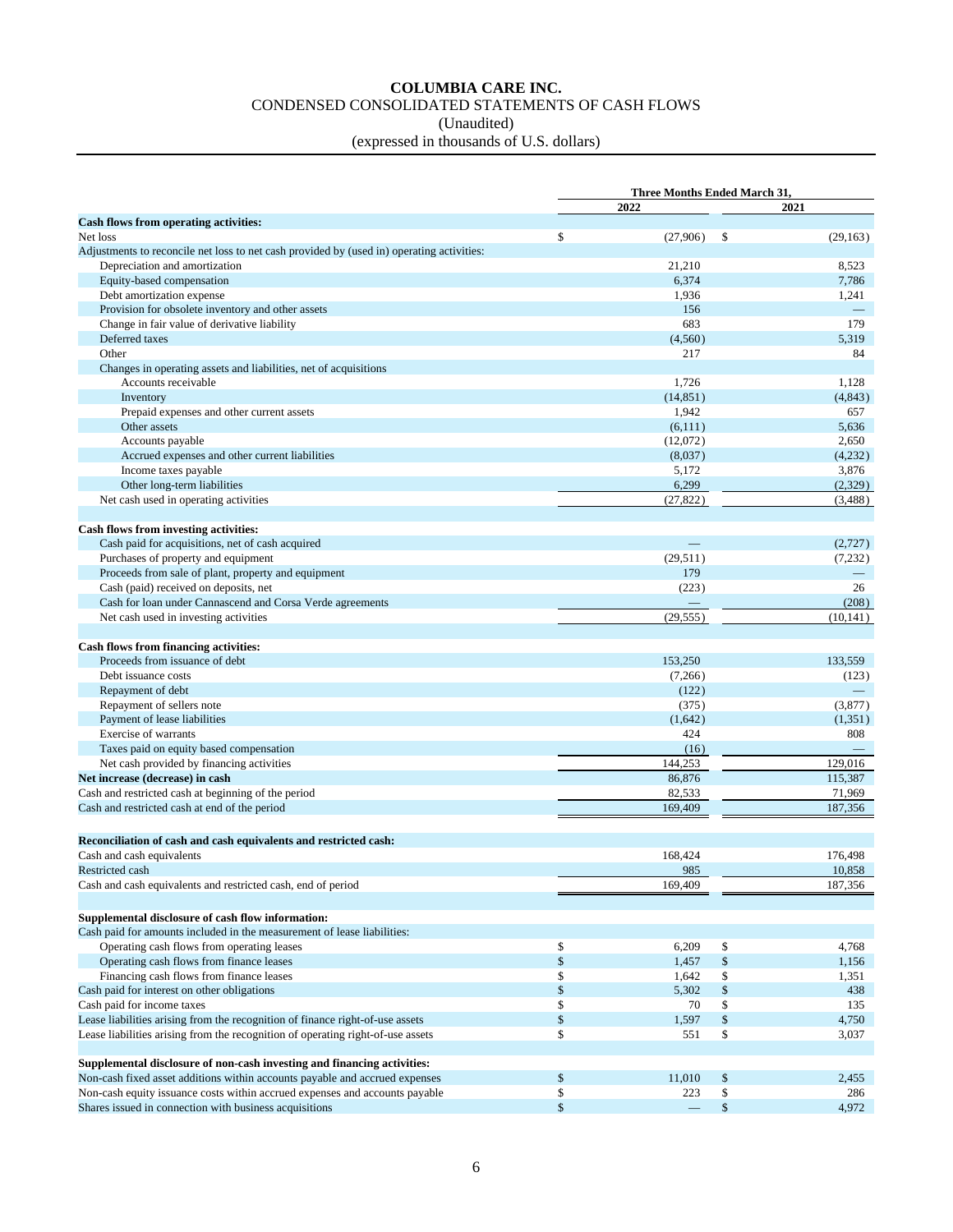**COLUMBIA CARE INC.**
CONDENSED CONSOLIDATED STATEMENTS OF CASH FLOWS
(Unaudited)
(expressed in thousands of U.S. dollars)

| | Three Months Ended March 31, | |
|---|---|---|
| | **2022** | **2021** |
| **Cash flows from operating activities:** | | |
| Net loss | $ (27,906) | $ (29,163) |
| Adjustments to reconcile net loss to net cash provided by (used in) operating activities: | | |
| Depreciation and amortization | 21,210 | 8,523 |
| Equity-based compensation | 6,374 | 7,786 |
| Debt amortization expense | 1,936 | 1,241 |
| Provision for obsolete inventory and other assets | 156 | — |
| Change in fair value of derivative liability | 683 | 179 |
| Deferred taxes | (4,560) | 5,319 |
| Other | 217 | 84 |
| Changes in operating assets and liabilities, net of acquisitions | | |
| Accounts receivable | 1,726 | 1,128 |
| Inventory | (14,851) | (4,843) |
| Prepaid expenses and other current assets | 1,942 | 657 |
| Other assets | (6,111) | 5,636 |
| Accounts payable | (12,072) | 2,650 |
| Accrued expenses and other current liabilities | (8,037) | (4,232) |
| Income taxes payable | 5,172 | 3,876 |
| Other long-term liabilities | 6,299 | (2,329) |
| Net cash used in operating activities | (27,822) | (3,488) |
| **Cash flows from investing activities:** | | |
| Cash paid for acquisitions, net of cash acquired | — | (2,727) |
| Purchases of property and equipment | (29,511) | (7,232) |
| Proceeds from sale of plant, property and equipment | 179 | — |
| Cash (paid) received on deposits, net | (223) | 26 |
| Cash for loan under Cannascend and Corsa Verde agreements | — | (208) |
| Net cash used in investing activities | (29,555) | (10,141) |
| **Cash flows from financing activities:** | | |
| Proceeds from issuance of debt | 153,250 | 133,559 |
| Debt issuance costs | (7,266) | (123) |
| Repayment of debt | (122) | — |
| Repayment of sellers note | (375) | (3,877) |
| Payment of lease liabilities | (1,642) | (1,351) |
| Exercise of warrants | 424 | 808 |
| Taxes paid on equity based compensation | (16) | — |
| Net cash provided by financing activities | 144,253 | 129,016 |
| **Net increase (decrease) in cash** | 86,876 | 115,387 |
| Cash and restricted cash at beginning of the period | 82,533 | 71,969 |
| Cash and restricted cash at end of the period | 169,409 | 187,356 |
| **Reconciliation of cash and cash equivalents and restricted cash:** | | |
| Cash and cash equivalents | 168,424 | 176,498 |
| Restricted cash | 985 | 10,858 |
| Cash and cash equivalents and restricted cash, end of period | 169,409 | 187,356 |
| **Supplemental disclosure of cash flow information:** | | |
| Cash paid for amounts included in the measurement of lease liabilities: | | |
| Operating cash flows from operating leases | $ 6,209 | $ 4,768 |
| Operating cash flows from finance leases | $ 1,457 | $ 1,156 |
| Financing cash flows from finance leases | $ 1,642 | $ 1,351 |
| Cash paid for interest on other obligations | $ 5,302 | $ 438 |
| Cash paid for income taxes | $ 70 | $ 135 |
| Lease liabilities arising from the recognition of finance right-of-use assets | $ 1,597 | $ 4,750 |
| Lease liabilities arising from the recognition of operating right-of-use assets | $ 551 | $ 3,037 |
| **Supplemental disclosure of non-cash investing and financing activities:** | | |
| Non-cash fixed asset additions within accounts payable and accrued expenses | $ 11,010 | $ 2,455 |
| Non-cash equity issuance costs within accrued expenses and accounts payable | $ 223 | $ 286 |
| Shares issued in connection with business acquisitions | $ — | $ 4,972 |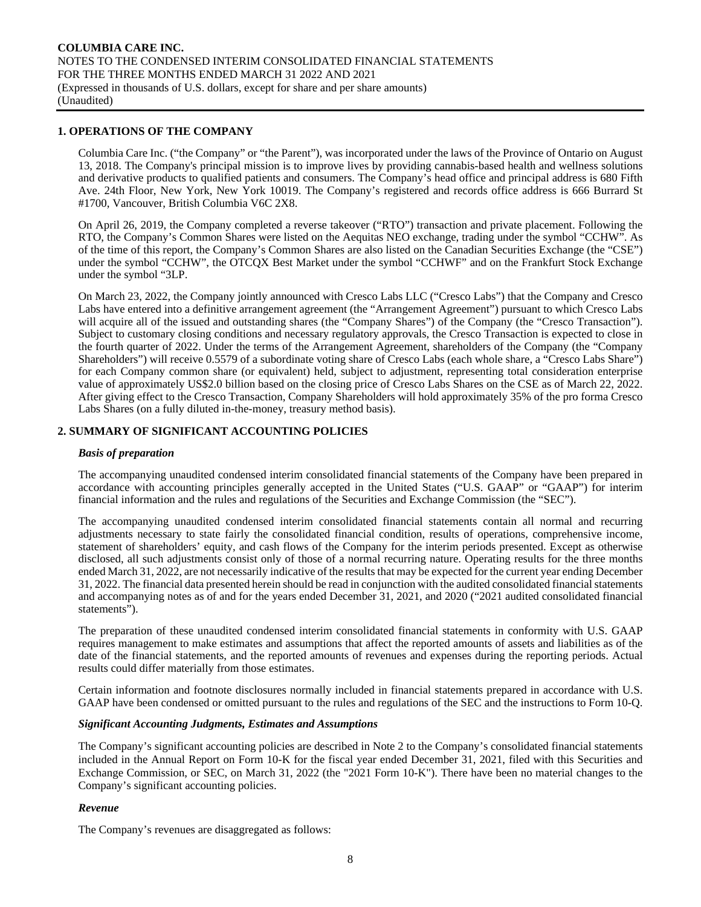## 1. OPERATIONS OF THE COMPANY

Columbia Care Inc. ("the Company" or "the Parent"), was incorporated under the laws of the Province of Ontario on August 13, 2018. The Company's principal mission is to improve lives by providing cannabis-based health and wellness solutions and derivative products to qualified patients and consumers. The Company's head office and principal address is 680 Fifth Ave. 24th Floor, New York, New York 10019. The Company's registered and records office address is 666 Burrard St #1700, Vancouver, British Columbia V6C 2X8.

On April 26, 2019, the Company completed a reverse takeover ("RTO") transaction and private placement. Following the RTO, the Company's Common Shares were listed on the Aequitas NEO exchange, trading under the symbol "CCHW". As of the time of this report, the Company's Common Shares are also listed on the Canadian Securities Exchange (the "CSE") under the symbol "CCHW", the OTCQX Best Market under the symbol "CCHWF" and on the Frankfurt Stock Exchange under the symbol "3LP.

On March 23, 2022, the Company jointly announced with Cresco Labs LLC ("Cresco Labs") that the Company and Cresco Labs have entered into a definitive arrangement agreement (the "Arrangement Agreement") pursuant to which Cresco Labs will acquire all of the issued and outstanding shares (the "Company Shares") of the Company (the "Cresco Transaction"). Subject to customary closing conditions and necessary regulatory approvals, the Cresco Transaction is expected to close in the fourth quarter of 2022. Under the terms of the Arrangement Agreement, shareholders of the Company (the "Company Shareholders") will receive 0.5579 of a subordinate voting share of Cresco Labs (each whole share, a "Cresco Labs Share") for each Company common share (or equivalent) held, subject to adjustment, representing total consideration enterprise value of approximately US$2.0 billion based on the closing price of Cresco Labs Shares on the CSE as of March 22, 2022. After giving effect to the Cresco Transaction, Company Shareholders will hold approximately 35% of the pro forma Cresco Labs Shares (on a fully diluted in-the-money, treasury method basis).

## 2. SUMMARY OF SIGNIFICANT ACCOUNTING POLICIES

### *Basis of preparation*

The accompanying unaudited condensed interim consolidated financial statements of the Company have been prepared in accordance with accounting principles generally accepted in the United States ("U.S. GAAP" or "GAAP") for interim financial information and the rules and regulations of the Securities and Exchange Commission (the "SEC").

The accompanying unaudited condensed interim consolidated financial statements contain all normal and recurring adjustments necessary to state fairly the consolidated financial condition, results of operations, comprehensive income, statement of shareholders' equity, and cash flows of the Company for the interim periods presented. Except as otherwise disclosed, all such adjustments consist only of those of a normal recurring nature. Operating results for the three months ended March 31, 2022, are not necessarily indicative of the results that may be expected for the current year ending December 31, 2022. The financial data presented herein should be read in conjunction with the audited consolidated financial statements and accompanying notes as of and for the years ended December 31, 2021, and 2020 ("2021 audited consolidated financial statements").

The preparation of these unaudited condensed interim consolidated financial statements in conformity with U.S. GAAP requires management to make estimates and assumptions that affect the reported amounts of assets and liabilities as of the date of the financial statements, and the reported amounts of revenues and expenses during the reporting periods. Actual results could differ materially from those estimates.

Certain information and footnote disclosures normally included in financial statements prepared in accordance with U.S. GAAP have been condensed or omitted pursuant to the rules and regulations of the SEC and the instructions to Form 10-Q.

### *Significant Accounting Judgments, Estimates and Assumptions*

The Company's significant accounting policies are described in Note 2 to the Company's consolidated financial statements included in the Annual Report on Form 10-K for the fiscal year ended December 31, 2021, filed with this Securities and Exchange Commission, or SEC, on March 31, 2022 (the "2021 Form 10-K"). There have been no material changes to the Company's significant accounting policies.

### *Revenue*

The Company's revenues are disaggregated as follows: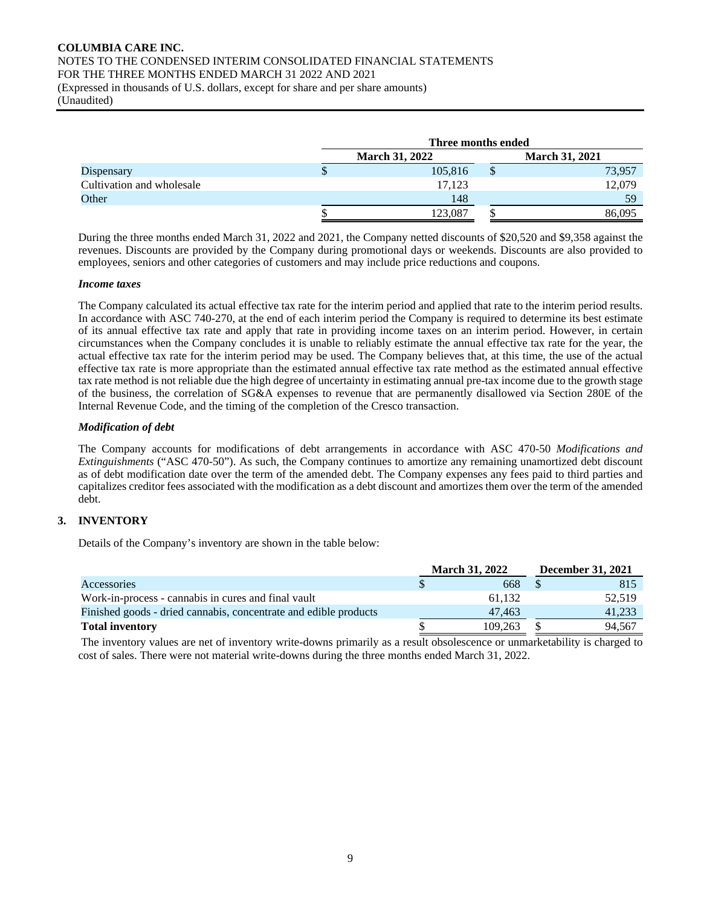| | Three months ended | |
|---|---|---|
| | March 31, 2022 | March 31, 2021 |
| Dispensary | $ 105,816 | $ 73,957 |
| Cultivation and wholesale | 17,123 | 12,079 |
| Other | 148 | 59 |
| | $ 123,087 | $ 86,095 |

During the three months ended March 31, 2022 and 2021, the Company netted discounts of $20,520 and $9,358 against the revenues. Discounts are provided by the Company during promotional days or weekends. Discounts are also provided to employees, seniors and other categories of customers and may include price reductions and coupons.

***Income taxes***

The Company calculated its actual effective tax rate for the interim period and applied that rate to the interim period results. In accordance with ASC 740-270, at the end of each interim period the Company is required to determine its best estimate of its annual effective tax rate and apply that rate in providing income taxes on an interim period. However, in certain circumstances when the Company concludes it is unable to reliably estimate the annual effective tax rate for the year, the actual effective tax rate for the interim period may be used. The Company believes that, at this time, the use of the actual effective tax rate is more appropriate than the estimated annual effective tax rate method as the estimated annual effective tax rate method is not reliable due the high degree of uncertainty in estimating annual pre-tax income due to the growth stage of the business, the correlation of SG&A expenses to revenue that are permanently disallowed via Section 280E of the Internal Revenue Code, and the timing of the completion of the Cresco transaction.

***Modification of debt***

The Company accounts for modifications of debt arrangements in accordance with ASC 470-50 *Modifications and Extinguishments* ("ASC 470-50"). As such, the Company continues to amortize any remaining unamortized debt discount as of debt modification date over the term of the amended debt. The Company expenses any fees paid to third parties and capitalizes creditor fees associated with the modification as a debt discount and amortizes them over the term of the amended debt.

## 3. INVENTORY

Details of the Company's inventory are shown in the table below:

| | March 31, 2022 | December 31, 2021 |
|---|---|---|
| Accessories | $ 668 | $ 815 |
| Work-in-process - cannabis in cures and final vault | 61,132 | 52,519 |
| Finished goods - dried cannabis, concentrate and edible products | 47,463 | 41,233 |
| **Total inventory** | $ 109,263 | $ 94,567 |

The inventory values are net of inventory write-downs primarily as a result obsolescence or unmarketability is charged to cost of sales. There were not material write-downs during the three months ended March 31, 2022.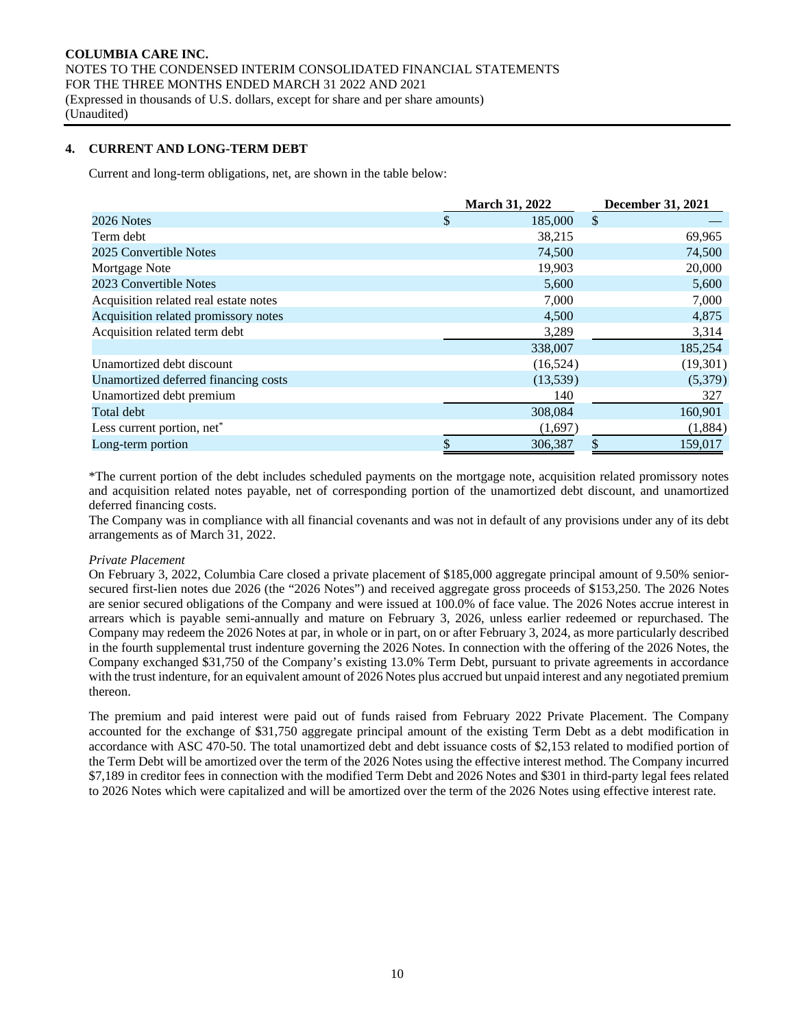**COLUMBIA CARE INC.**
NOTES TO THE CONDENSED INTERIM CONSOLIDATED FINANCIAL STATEMENTS
FOR THE THREE MONTHS ENDED MARCH 31 2022 AND 2021
(Expressed in thousands of U.S. dollars, except for share and per share amounts)
(Unaudited)

## 4. CURRENT AND LONG-TERM DEBT

Current and long-term obligations, net, are shown in the table below:

| | March 31, 2022 | December 31, 2021 |
|---|---|---|
| 2026 Notes | $ 185,000 | $ — |
| Term debt | 38,215 | 69,965 |
| 2025 Convertible Notes | 74,500 | 74,500 |
| Mortgage Note | 19,903 | 20,000 |
| 2023 Convertible Notes | 5,600 | 5,600 |
| Acquisition related real estate notes | 7,000 | 7,000 |
| Acquisition related promissory notes | 4,500 | 4,875 |
| Acquisition related term debt | 3,289 | 3,314 |
| | 338,007 | 185,254 |
| Unamortized debt discount | (16,524) | (19,301) |
| Unamortized deferred financing costs | (13,539) | (5,379) |
| Unamortized debt premium | 140 | 327 |
| Total debt | 308,084 | 160,901 |
| Less current portion, net* | (1,697) | (1,884) |
| Long-term portion | $ 306,387 | $ 159,017 |

*The current portion of the debt includes scheduled payments on the mortgage note, acquisition related promissory notes and acquisition related notes payable, net of corresponding portion of the unamortized debt discount, and unamortized deferred financing costs.

The Company was in compliance with all financial covenants and was not in default of any provisions under any of its debt arrangements as of March 31, 2022.

*Private Placement*

On February 3, 2022, Columbia Care closed a private placement of $185,000 aggregate principal amount of 9.50% senior-secured first-lien notes due 2026 (the "2026 Notes") and received aggregate gross proceeds of $153,250. The 2026 Notes are senior secured obligations of the Company and were issued at 100.0% of face value. The 2026 Notes accrue interest in arrears which is payable semi-annually and mature on February 3, 2026, unless earlier redeemed or repurchased. The Company may redeem the 2026 Notes at par, in whole or in part, on or after February 3, 2024, as more particularly described in the fourth supplemental trust indenture governing the 2026 Notes. In connection with the offering of the 2026 Notes, the Company exchanged $31,750 of the Company's existing 13.0% Term Debt, pursuant to private agreements in accordance with the trust indenture, for an equivalent amount of 2026 Notes plus accrued but unpaid interest and any negotiated premium thereon.

The premium and paid interest were paid out of funds raised from February 2022 Private Placement. The Company accounted for the exchange of $31,750 aggregate principal amount of the existing Term Debt as a debt modification in accordance with ASC 470-50. The total unamortized debt and debt issuance costs of $2,153 related to modified portion of the Term Debt will be amortized over the term of the 2026 Notes using the effective interest method. The Company incurred $7,189 in creditor fees in connection with the modified Term Debt and 2026 Notes and $301 in third-party legal fees related to 2026 Notes which were capitalized and will be amortized over the term of the 2026 Notes using effective interest rate.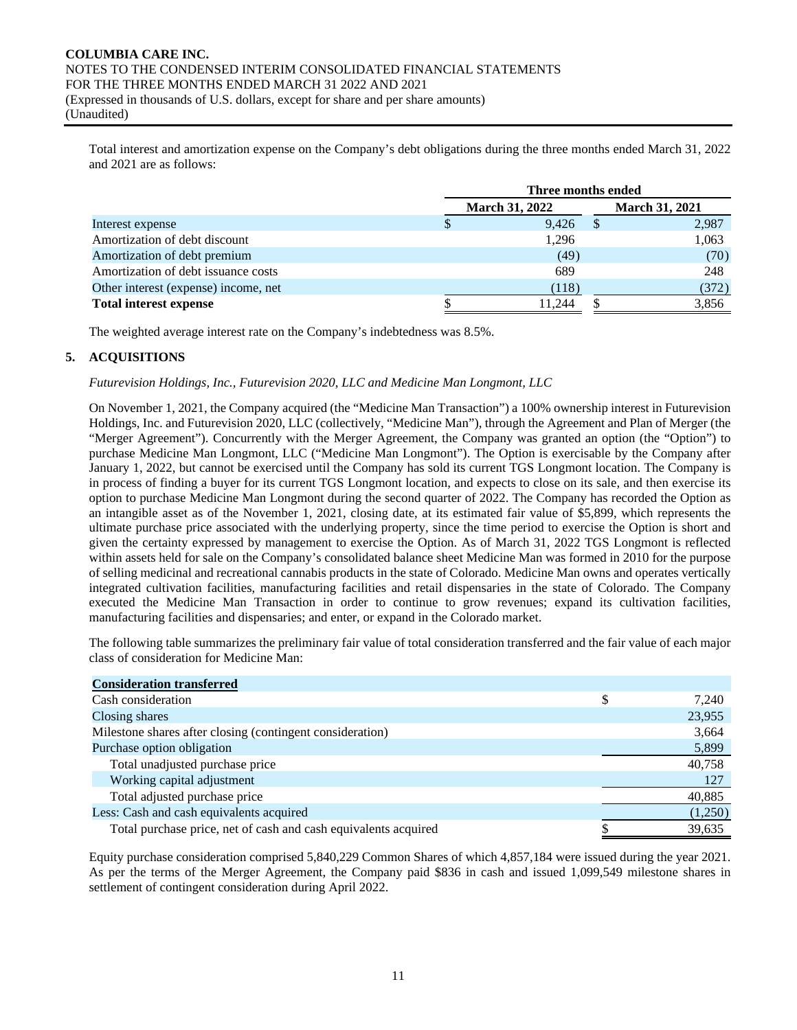Total interest and amortization expense on the Company's debt obligations during the three months ended March 31, 2022 and 2021 are as follows:

| | Three months ended | |
|---|---|---|
| | March 31, 2022 | March 31, 2021 |
| Interest expense | $ 9,426 | $ 2,987 |
| Amortization of debt discount | 1,296 | 1,063 |
| Amortization of debt premium | (49) | (70) |
| Amortization of debt issuance costs | 689 | 248 |
| Other interest (expense) income, net | (118) | (372) |
| **Total interest expense** | $ 11,244 | $ 3,856 |

The weighted average interest rate on the Company's indebtedness was 8.5%.

## 5. ACQUISITIONS

*Futurevision Holdings, Inc., Futurevision 2020, LLC and Medicine Man Longmont, LLC*

On November 1, 2021, the Company acquired (the "Medicine Man Transaction") a 100% ownership interest in Futurevision Holdings, Inc. and Futurevision 2020, LLC (collectively, "Medicine Man"), through the Agreement and Plan of Merger (the "Merger Agreement"). Concurrently with the Merger Agreement, the Company was granted an option (the "Option") to purchase Medicine Man Longmont, LLC ("Medicine Man Longmont"). The Option is exercisable by the Company after January 1, 2022, but cannot be exercised until the Company has sold its current TGS Longmont location. The Company is in process of finding a buyer for its current TGS Longmont location, and expects to close on its sale, and then exercise its option to purchase Medicine Man Longmont during the second quarter of 2022. The Company has recorded the Option as an intangible asset as of the November 1, 2021, closing date, at its estimated fair value of $5,899, which represents the ultimate purchase price associated with the underlying property, since the time period to exercise the Option is short and given the certainty expressed by management to exercise the Option. As of March 31, 2022 TGS Longmont is reflected within assets held for sale on the Company's consolidated balance sheet Medicine Man was formed in 2010 for the purpose of selling medicinal and recreational cannabis products in the state of Colorado. Medicine Man owns and operates vertically integrated cultivation facilities, manufacturing facilities and retail dispensaries in the state of Colorado. The Company executed the Medicine Man Transaction in order to continue to grow revenues; expand its cultivation facilities, manufacturing facilities and dispensaries; and enter, or expand in the Colorado market.

The following table summarizes the preliminary fair value of total consideration transferred and the fair value of each major class of consideration for Medicine Man:

| **Consideration transferred** | |
|---|---|
| Cash consideration | $ 7,240 |
| Closing shares | 23,955 |
| Milestone shares after closing (contingent consideration) | 3,664 |
| Purchase option obligation | 5,899 |
| Total unadjusted purchase price | 40,758 |
| Working capital adjustment | 127 |
| Total adjusted purchase price | 40,885 |
| Less: Cash and cash equivalents acquired | (1,250) |
| Total purchase price, net of cash and cash equivalents acquired | $ 39,635 |

Equity purchase consideration comprised 5,840,229 Common Shares of which 4,857,184 were issued during the year 2021. As per the terms of the Merger Agreement, the Company paid $836 in cash and issued 1,099,549 milestone shares in settlement of contingent consideration during April 2022.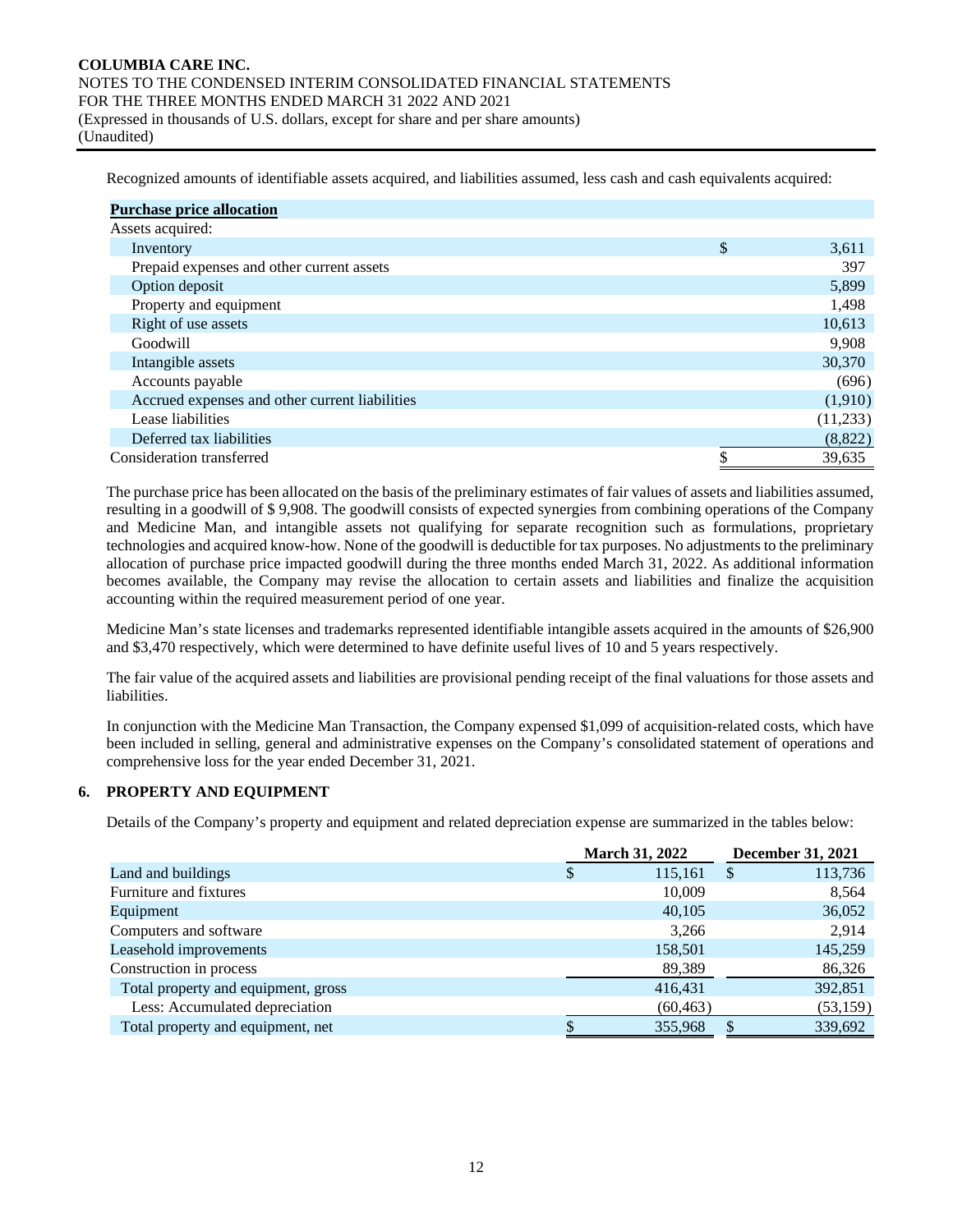Recognized amounts of identifiable assets acquired, and liabilities assumed, less cash and cash equivalents acquired:

| **Purchase price allocation** | |
|---|---|
| Assets acquired: | |
| Inventory | $ 3,611 |
| Prepaid expenses and other current assets | 397 |
| Option deposit | 5,899 |
| Property and equipment | 1,498 |
| Right of use assets | 10,613 |
| Goodwill | 9,908 |
| Intangible assets | 30,370 |
| Accounts payable | (696) |
| Accrued expenses and other current liabilities | (1,910) |
| Lease liabilities | (11,233) |
| Deferred tax liabilities | (8,822) |
| Consideration transferred | $ 39,635 |

The purchase price has been allocated on the basis of the preliminary estimates of fair values of assets and liabilities assumed, resulting in a goodwill of $ 9,908. The goodwill consists of expected synergies from combining operations of the Company and Medicine Man, and intangible assets not qualifying for separate recognition such as formulations, proprietary technologies and acquired know-how. None of the goodwill is deductible for tax purposes. No adjustments to the preliminary allocation of purchase price impacted goodwill during the three months ended March 31, 2022. As additional information becomes available, the Company may revise the allocation to certain assets and liabilities and finalize the acquisition accounting within the required measurement period of one year.

Medicine Man's state licenses and trademarks represented identifiable intangible assets acquired in the amounts of $26,900 and $3,470 respectively, which were determined to have definite useful lives of 10 and 5 years respectively.

The fair value of the acquired assets and liabilities are provisional pending receipt of the final valuations for those assets and liabilities.

In conjunction with the Medicine Man Transaction, the Company expensed $1,099 of acquisition-related costs, which have been included in selling, general and administrative expenses on the Company's consolidated statement of operations and comprehensive loss for the year ended December 31, 2021.

## 6. PROPERTY AND EQUIPMENT

Details of the Company's property and equipment and related depreciation expense are summarized in the tables below:

| | March 31, 2022 | December 31, 2021 |
|---|---|---|
| Land and buildings | $ 115,161 | $ 113,736 |
| Furniture and fixtures | 10,009 | 8,564 |
| Equipment | 40,105 | 36,052 |
| Computers and software | 3,266 | 2,914 |
| Leasehold improvements | 158,501 | 145,259 |
| Construction in process | 89,389 | 86,326 |
| Total property and equipment, gross | 416,431 | 392,851 |
| Less: Accumulated depreciation | (60,463) | (53,159) |
| Total property and equipment, net | $ 355,968 | $ 339,692 |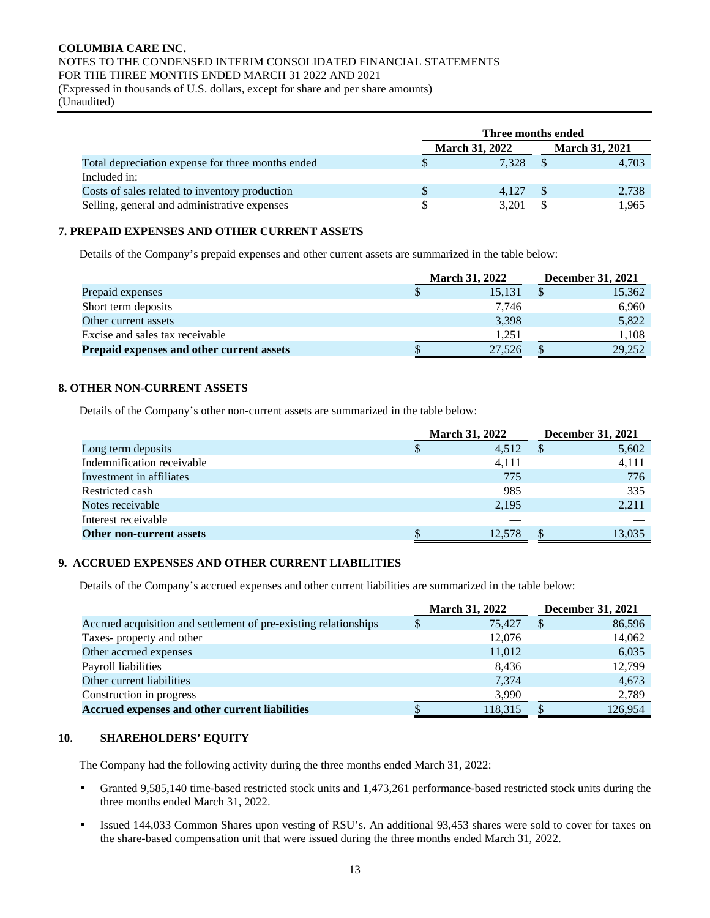| | Three months ended | |
|---|---|---|
| | March 31, 2022 | March 31, 2021 |
| Total depreciation expense for three months ended | $ 7,328 | $ 4,703 |
| Included in: | | |
| Costs of sales related to inventory production | $ 4,127 | $ 2,738 |
| Selling, general and administrative expenses | $ 3,201 | $ 1,965 |

### 7. PREPAID EXPENSES AND OTHER CURRENT ASSETS

Details of the Company's prepaid expenses and other current assets are summarized in the table below:

| | March 31, 2022 | December 31, 2021 |
|---|---|---|
| Prepaid expenses | $ 15,131 | $ 15,362 |
| Short term deposits | 7,746 | 6,960 |
| Other current assets | 3,398 | 5,822 |
| Excise and sales tax receivable | 1,251 | 1,108 |
| **Prepaid expenses and other current assets** | $ 27,526 | $ 29,252 |

### 8. OTHER NON-CURRENT ASSETS

Details of the Company's other non-current assets are summarized in the table below:

| | March 31, 2022 | December 31, 2021 |
|---|---|---|
| Long term deposits | $ 4,512 | $ 5,602 |
| Indemnification receivable | 4,111 | 4,111 |
| Investment in affiliates | 775 | 776 |
| Restricted cash | 985 | 335 |
| Notes receivable | 2,195 | 2,211 |
| Interest receivable | — | — |
| **Other non-current assets** | $ 12,578 | $ 13,035 |

### 9. ACCRUED EXPENSES AND OTHER CURRENT LIABILITIES

Details of the Company's accrued expenses and other current liabilities are summarized in the table below:

| | March 31, 2022 | December 31, 2021 |
|---|---|---|
| Accrued acquisition and settlement of pre-existing relationships | $ 75,427 | $ 86,596 |
| Taxes- property and other | 12,076 | 14,062 |
| Other accrued expenses | 11,012 | 6,035 |
| Payroll liabilities | 8,436 | 12,799 |
| Other current liabilities | 7,374 | 4,673 |
| Construction in progress | 3,990 | 2,789 |
| **Accrued expenses and other current liabilities** | $ 118,315 | $ 126,954 |

### 10. SHAREHOLDERS' EQUITY

The Company had the following activity during the three months ended March 31, 2022:

- Granted 9,585,140 time-based restricted stock units and 1,473,261 performance-based restricted stock units during the three months ended March 31, 2022.
- Issued 144,033 Common Shares upon vesting of RSU's. An additional 93,453 shares were sold to cover for taxes on the share-based compensation unit that were issued during the three months ended March 31, 2022.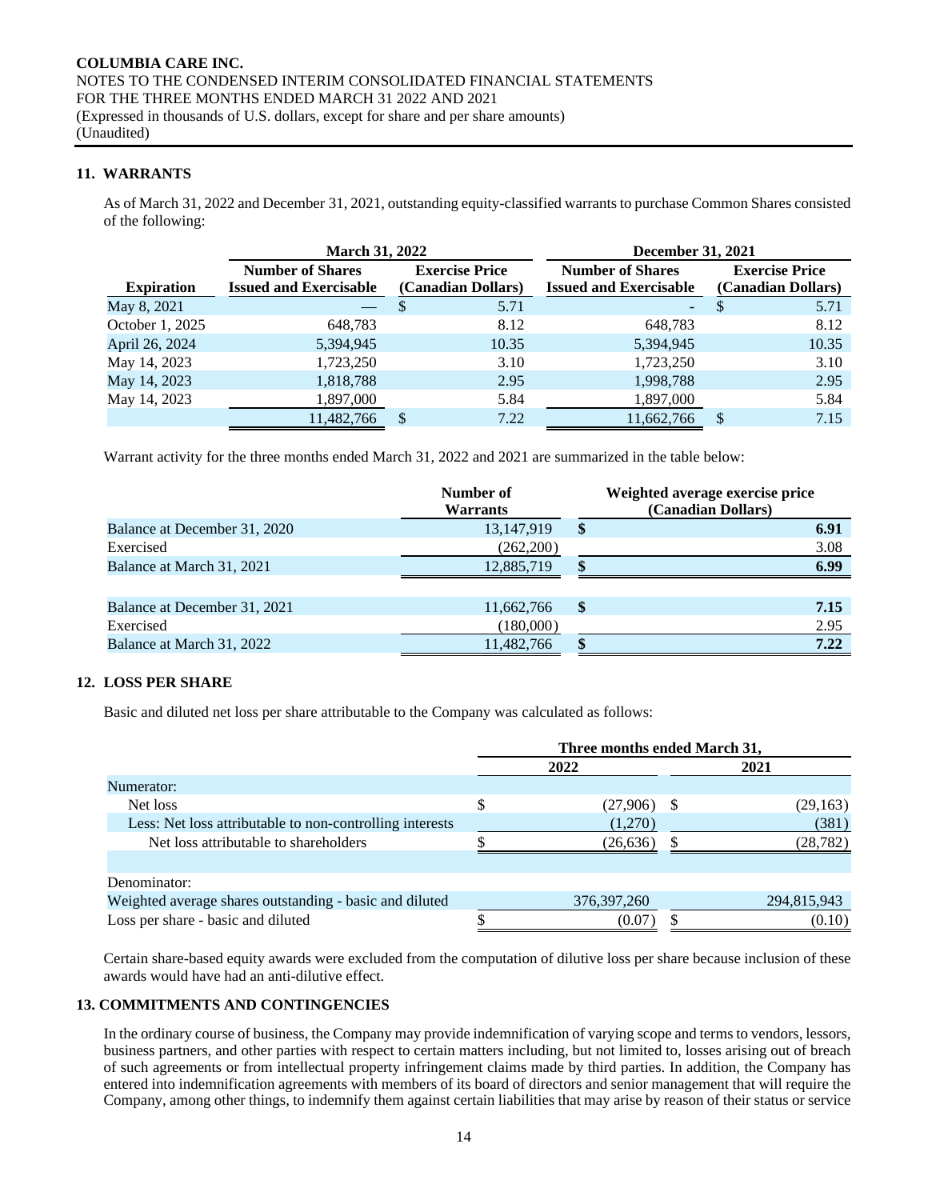## 11. WARRANTS

As of March 31, 2022 and December 31, 2021, outstanding equity-classified warrants to purchase Common Shares consisted of the following:

| | March 31, 2022 | | December 31, 2021 | |
|---|---|---|---|---|
| Expiration | Number of Shares Issued and Exercisable | Exercise Price (Canadian Dollars) | Number of Shares Issued and Exercisable | Exercise Price (Canadian Dollars) |
| May 8, 2021 | — | $ 5.71 | - | $ 5.71 |
| October 1, 2025 | 648,783 | 8.12 | 648,783 | 8.12 |
| April 26, 2024 | 5,394,945 | 10.35 | 5,394,945 | 10.35 |
| May 14, 2023 | 1,723,250 | 3.10 | 1,723,250 | 3.10 |
| May 14, 2023 | 1,818,788 | 2.95 | 1,998,788 | 2.95 |
| May 14, 2023 | 1,897,000 | 5.84 | 1,897,000 | 5.84 |
| | 11,482,766 | $ 7.22 | 11,662,766 | $ 7.15 |

Warrant activity for the three months ended March 31, 2022 and 2021 are summarized in the table below:

| | Number of Warrants | Weighted average exercise price (Canadian Dollars) |
|---|---|---|
| Balance at December 31, 2020 | 13,147,919 | **$ 6.91** |
| Exercised | (262,200) | 3.08 |
| Balance at March 31, 2021 | 12,885,719 | **$ 6.99** |
| | | |
| Balance at December 31, 2021 | 11,662,766 | **$ 7.15** |
| Exercised | (180,000) | 2.95 |
| Balance at March 31, 2022 | 11,482,766 | **$ 7.22** |

## 12. LOSS PER SHARE

Basic and diluted net loss per share attributable to the Company was calculated as follows:

| | Three months ended March 31, | |
|---|---|---|
| | 2022 | 2021 |
| Numerator: | | |
| Net loss | $ (27,906) | $ (29,163) |
| Less: Net loss attributable to non-controlling interests | (1,270) | (381) |
| Net loss attributable to shareholders | $ (26,636) | $ (28,782) |
| | | |
| Denominator: | | |
| Weighted average shares outstanding - basic and diluted | 376,397,260 | 294,815,943 |
| Loss per share - basic and diluted | $ (0.07) | $ (0.10) |

Certain share-based equity awards were excluded from the computation of dilutive loss per share because inclusion of these awards would have had an anti-dilutive effect.

## 13. COMMITMENTS AND CONTINGENCIES

In the ordinary course of business, the Company may provide indemnification of varying scope and terms to vendors, lessors, business partners, and other parties with respect to certain matters including, but not limited to, losses arising out of breach of such agreements or from intellectual property infringement claims made by third parties. In addition, the Company has entered into indemnification agreements with members of its board of directors and senior management that will require the Company, among other things, to indemnify them against certain liabilities that may arise by reason of their status or service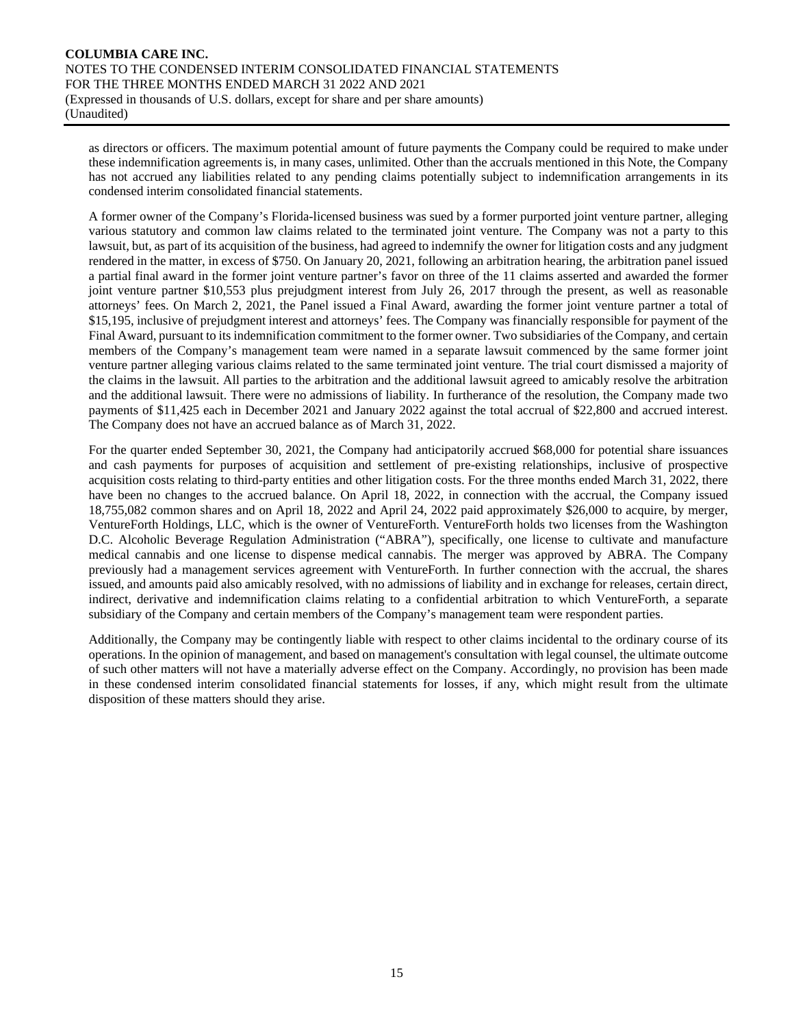as directors or officers. The maximum potential amount of future payments the Company could be required to make under these indemnification agreements is, in many cases, unlimited. Other than the accruals mentioned in this Note, the Company has not accrued any liabilities related to any pending claims potentially subject to indemnification arrangements in its condensed interim consolidated financial statements.

A former owner of the Company's Florida-licensed business was sued by a former purported joint venture partner, alleging various statutory and common law claims related to the terminated joint venture. The Company was not a party to this lawsuit, but, as part of its acquisition of the business, had agreed to indemnify the owner for litigation costs and any judgment rendered in the matter, in excess of $750. On January 20, 2021, following an arbitration hearing, the arbitration panel issued a partial final award in the former joint venture partner's favor on three of the 11 claims asserted and awarded the former joint venture partner $10,553 plus prejudgment interest from July 26, 2017 through the present, as well as reasonable attorneys' fees. On March 2, 2021, the Panel issued a Final Award, awarding the former joint venture partner a total of $15,195, inclusive of prejudgment interest and attorneys' fees. The Company was financially responsible for payment of the Final Award, pursuant to its indemnification commitment to the former owner. Two subsidiaries of the Company, and certain members of the Company's management team were named in a separate lawsuit commenced by the same former joint venture partner alleging various claims related to the same terminated joint venture. The trial court dismissed a majority of the claims in the lawsuit. All parties to the arbitration and the additional lawsuit agreed to amicably resolve the arbitration and the additional lawsuit. There were no admissions of liability. In furtherance of the resolution, the Company made two payments of $11,425 each in December 2021 and January 2022 against the total accrual of $22,800 and accrued interest. The Company does not have an accrued balance as of March 31, 2022.

For the quarter ended September 30, 2021, the Company had anticipatorily accrued $68,000 for potential share issuances and cash payments for purposes of acquisition and settlement of pre-existing relationships, inclusive of prospective acquisition costs relating to third-party entities and other litigation costs. For the three months ended March 31, 2022, there have been no changes to the accrued balance. On April 18, 2022, in connection with the accrual, the Company issued 18,755,082 common shares and on April 18, 2022 and April 24, 2022 paid approximately $26,000 to acquire, by merger, VentureForth Holdings, LLC, which is the owner of VentureForth. VentureForth holds two licenses from the Washington D.C. Alcoholic Beverage Regulation Administration ("ABRA"), specifically, one license to cultivate and manufacture medical cannabis and one license to dispense medical cannabis. The merger was approved by ABRA. The Company previously had a management services agreement with VentureForth. In further connection with the accrual, the shares issued, and amounts paid also amicably resolved, with no admissions of liability and in exchange for releases, certain direct, indirect, derivative and indemnification claims relating to a confidential arbitration to which VentureForth, a separate subsidiary of the Company and certain members of the Company's management team were respondent parties.

Additionally, the Company may be contingently liable with respect to other claims incidental to the ordinary course of its operations. In the opinion of management, and based on management's consultation with legal counsel, the ultimate outcome of such other matters will not have a materially adverse effect on the Company. Accordingly, no provision has been made in these condensed interim consolidated financial statements for losses, if any, which might result from the ultimate disposition of these matters should they arise.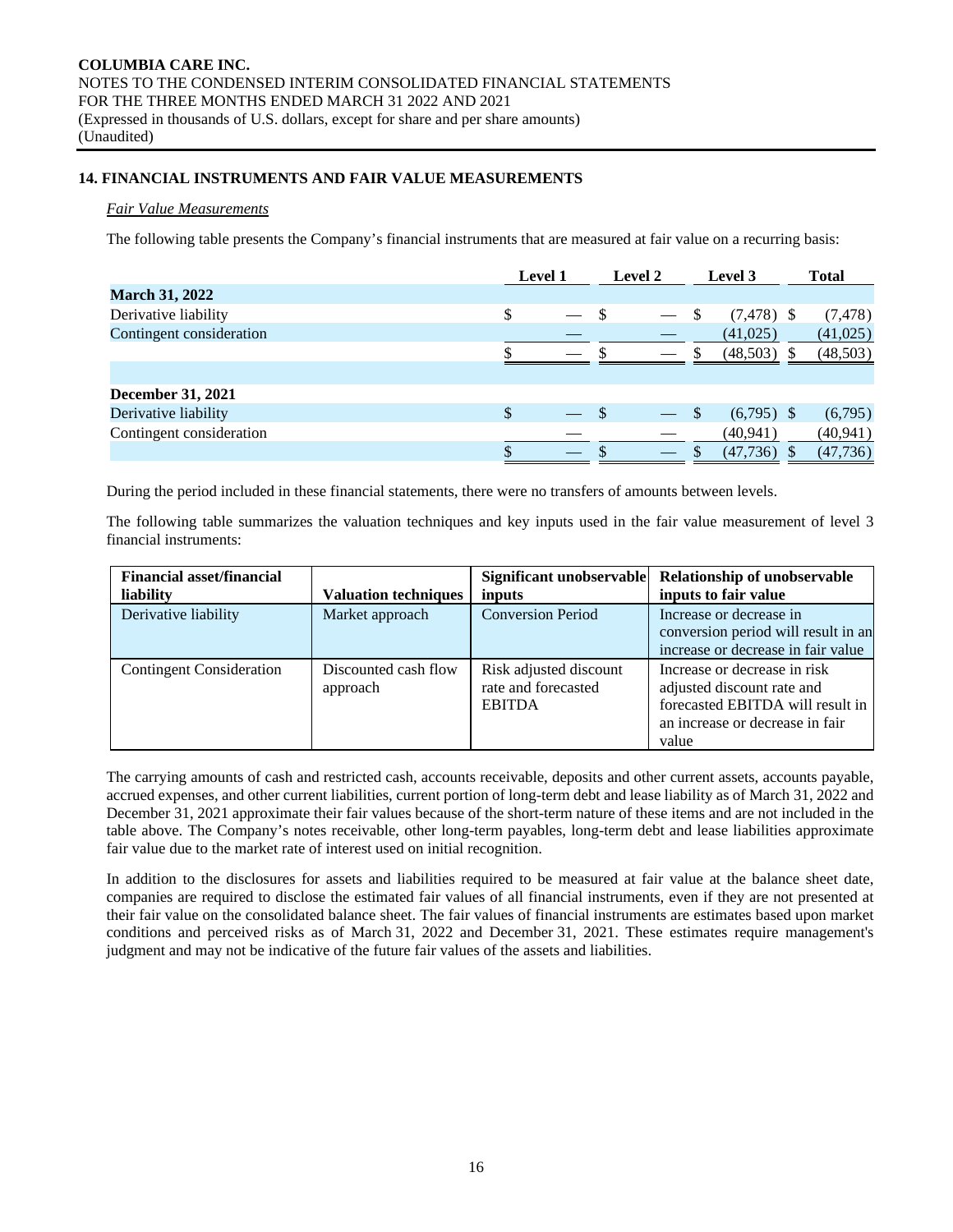## 14. FINANCIAL INSTRUMENTS AND FAIR VALUE MEASUREMENTS

*Fair Value Measurements*

The following table presents the Company's financial instruments that are measured at fair value on a recurring basis:

| | Level 1 | Level 2 | Level 3 | Total |
|---|---|---|---|---|
| **March 31, 2022** | | | | |
| Derivative liability | $ — | $ — | $ (7,478) | $ (7,478) |
| Contingent consideration | — | — | (41,025) | (41,025) |
| | $ — | $ — | $ (48,503) | $ (48,503) |
| | | | | |
| **December 31, 2021** | | | | |
| Derivative liability | $ — | $ — | $ (6,795) | $ (6,795) |
| Contingent consideration | — | — | (40,941) | (40,941) |
| | $ — | $ — | $ (47,736) | $ (47,736) |

During the period included in these financial statements, there were no transfers of amounts between levels.

The following table summarizes the valuation techniques and key inputs used in the fair value measurement of level 3 financial instruments:

| Financial asset/financial liability | Valuation techniques | Significant unobservable inputs | Relationship of unobservable inputs to fair value |
|---|---|---|---|
| Derivative liability | Market approach | Conversion Period | Increase or decrease in conversion period will result in an increase or decrease in fair value |
| Contingent Consideration | Discounted cash flow approach | Risk adjusted discount rate and forecasted EBITDA | Increase or decrease in risk adjusted discount rate and forecasted EBITDA will result in an increase or decrease in fair value |

The carrying amounts of cash and restricted cash, accounts receivable, deposits and other current assets, accounts payable, accrued expenses, and other current liabilities, current portion of long-term debt and lease liability as of March 31, 2022 and December 31, 2021 approximate their fair values because of the short-term nature of these items and are not included in the table above. The Company's notes receivable, other long-term payables, long-term debt and lease liabilities approximate fair value due to the market rate of interest used on initial recognition.

In addition to the disclosures for assets and liabilities required to be measured at fair value at the balance sheet date, companies are required to disclose the estimated fair values of all financial instruments, even if they are not presented at their fair value on the consolidated balance sheet. The fair values of financial instruments are estimates based upon market conditions and perceived risks as of March 31, 2022 and December 31, 2021. These estimates require management's judgment and may not be indicative of the future fair values of the assets and liabilities.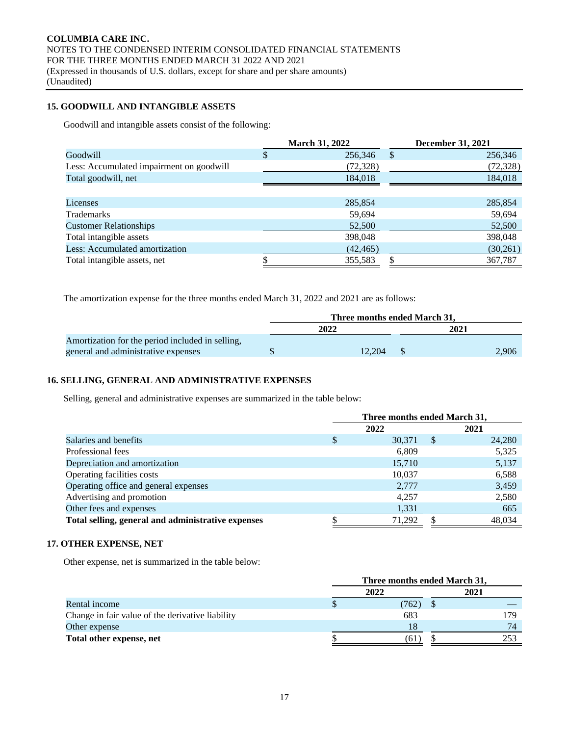**COLUMBIA CARE INC.**
NOTES TO THE CONDENSED INTERIM CONSOLIDATED FINANCIAL STATEMENTS
FOR THE THREE MONTHS ENDED MARCH 31 2022 AND 2021
(Expressed in thousands of U.S. dollars, except for share and per share amounts)
(Unaudited)

## 15. GOODWILL AND INTANGIBLE ASSETS

Goodwill and intangible assets consist of the following:

| | March 31, 2022 | December 31, 2021 |
|---|---|---|
| Goodwill | $ 256,346 | $ 256,346 |
| Less: Accumulated impairment on goodwill | (72,328) | (72,328) |
| Total goodwill, net | 184,018 | 184,018 |
| | | |
| Licenses | 285,854 | 285,854 |
| Trademarks | 59,694 | 59,694 |
| Customer Relationships | 52,500 | 52,500 |
| Total intangible assets | 398,048 | 398,048 |
| Less: Accumulated amortization | (42,465) | (30,261) |
| Total intangible assets, net | $ 355,583 | $ 367,787 |

The amortization expense for the three months ended March 31, 2022 and 2021 are as follows:

| | Three months ended March 31, | |
|---|---|---|
| | 2022 | 2021 |
| Amortization for the period included in selling, general and administrative expenses | $ 12,204 | $ 2,906 |

## 16. SELLING, GENERAL AND ADMINISTRATIVE EXPENSES

Selling, general and administrative expenses are summarized in the table below:

| | Three months ended March 31, | |
|---|---|---|
| | 2022 | 2021 |
| Salaries and benefits | $ 30,371 | $ 24,280 |
| Professional fees | 6,809 | 5,325 |
| Depreciation and amortization | 15,710 | 5,137 |
| Operating facilities costs | 10,037 | 6,588 |
| Operating office and general expenses | 2,777 | 3,459 |
| Advertising and promotion | 4,257 | 2,580 |
| Other fees and expenses | 1,331 | 665 |
| **Total selling, general and administrative expenses** | $ 71,292 | $ 48,034 |

## 17. OTHER EXPENSE, NET

Other expense, net is summarized in the table below:

| | Three months ended March 31, | |
|---|---|---|
| | 2022 | 2021 |
| Rental income | $ (762) | $ — |
| Change in fair value of the derivative liability | 683 | 179 |
| Other expense | 18 | 74 |
| **Total other expense, net** | $ (61) | $ 253 |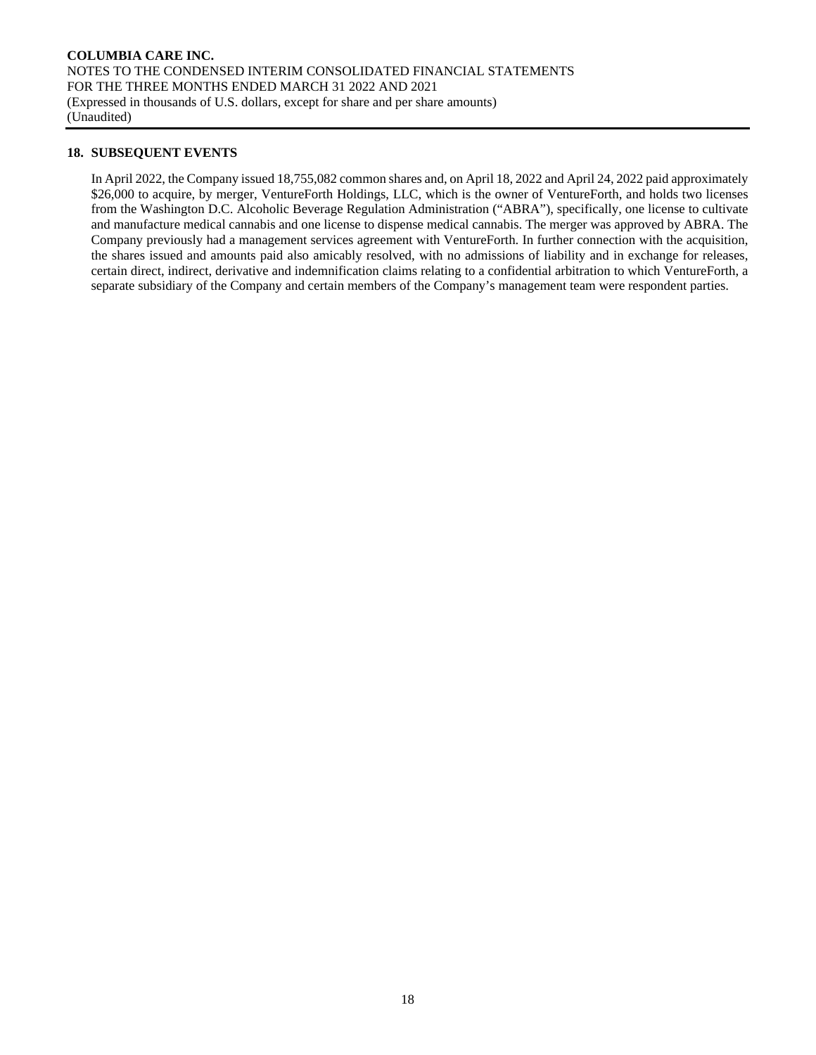## 18. SUBSEQUENT EVENTS

In April 2022, the Company issued 18,755,082 common shares and, on April 18, 2022 and April 24, 2022 paid approximately $26,000 to acquire, by merger, VentureForth Holdings, LLC, which is the owner of VentureForth, and holds two licenses from the Washington D.C. Alcoholic Beverage Regulation Administration ("ABRA"), specifically, one license to cultivate and manufacture medical cannabis and one license to dispense medical cannabis. The merger was approved by ABRA. The Company previously had a management services agreement with VentureForth. In further connection with the acquisition, the shares issued and amounts paid also amicably resolved, with no admissions of liability and in exchange for releases, certain direct, indirect, derivative and indemnification claims relating to a confidential arbitration to which VentureForth, a separate subsidiary of the Company and certain members of the Company's management team were respondent parties.